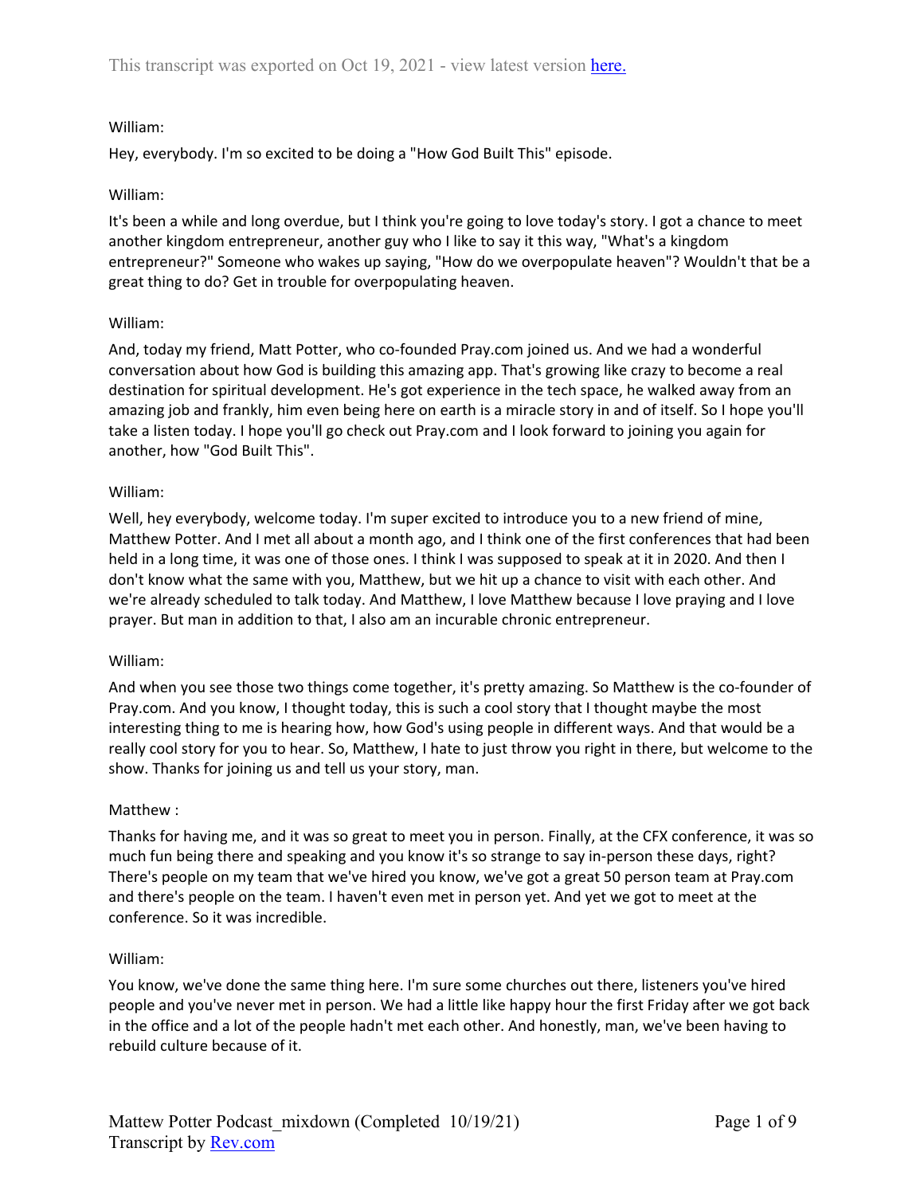This transcript was exported on Oct 19, 2021 - view latest version [here.]

William:

Hey, everybody. I'm so excited to be doing a "How God Built This" episode.

William:

It's been a while and long overdue, but I think you're going to love today's story. I got a chance to meet another kingdom entrepreneur, another guy who I like to say it this way, "What's a kingdom entrepreneur?" Someone who wakes up saying, "How do we overpopulate heaven"? Wouldn't that be a great thing to do? Get in trouble for overpopulating heaven.

William:

And, today my friend, Matt Potter, who co-founded Pray.com joined us. And we had a wonderful conversation about how God is building this amazing app. That's growing like crazy to become a real destination for spiritual development. He's got experience in the tech space, he walked away from an amazing job and frankly, him even being here on earth is a miracle story in and of itself. So I hope you'll take a listen today. I hope you'll go check out Pray.com and I look forward to joining you again for another, how "God Built This".

William:

Well, hey everybody, welcome today. I'm super excited to introduce you to a new friend of mine, Matthew Potter. And I met all about a month ago, and I think one of the first conferences that had been held in a long time, it was one of those ones. I think I was supposed to speak at it in 2020. And then I don't know what the same with you, Matthew, but we hit up a chance to visit with each other. And we're already scheduled to talk today. And Matthew, I love Matthew because I love praying and I love prayer. But man in addition to that, I also am an incurable chronic entrepreneur.

William:

And when you see those two things come together, it's pretty amazing. So Matthew is the co-founder of Pray.com. And you know, I thought today, this is such a cool story that I thought maybe the most interesting thing to me is hearing how, how God's using people in different ways. And that would be a really cool story for you to hear. So, Matthew, I hate to just throw you right in there, but welcome to the show. Thanks for joining us and tell us your story, man.

Matthew :

Thanks for having me, and it was so great to meet you in person. Finally, at the CFX conference, it was so much fun being there and speaking and you know it's so strange to say in-person these days, right? There's people on my team that we've hired you know, we've got a great 50 person team at Pray.com and there's people on the team. I haven't even met in person yet. And yet we got to meet at the conference. So it was incredible.

William:

You know, we've done the same thing here. I'm sure some churches out there, listeners you've hired people and you've never met in person. We had a little like happy hour the first Friday after we got back in the office and a lot of the people hadn't met each other. And honestly, man, we've been having to rebuild culture because of it.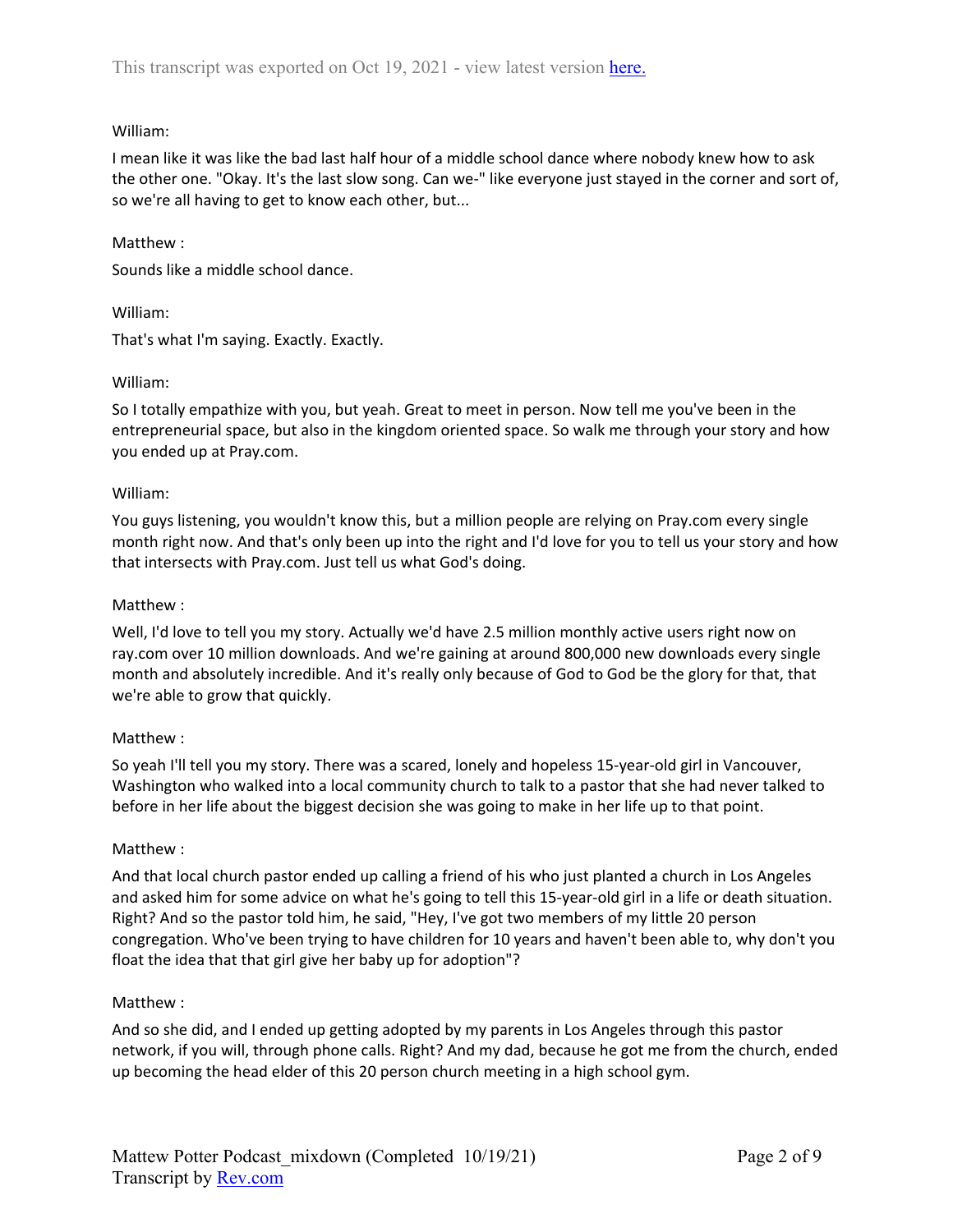William:

I mean like it was like the bad last half hour of a middle school dance where nobody knew how to ask the other one. "Okay. It's the last slow song. Can we-" like everyone just stayed in the corner and sort of, so we're all having to get to know each other, but...

Matthew :

Sounds like a middle school dance.

William:

That's what I'm saying. Exactly. Exactly.

William:

So I totally empathize with you, but yeah. Great to meet in person. Now tell me you've been in the entrepreneurial space, but also in the kingdom oriented space. So walk me through your story and how you ended up at Pray.com.

William:

You guys listening, you wouldn't know this, but a million people are relying on Pray.com every single month right now. And that's only been up into the right and I'd love for you to tell us your story and how that intersects with Pray.com. Just tell us what God's doing.

Matthew :

Well, I'd love to tell you my story. Actually we'd have 2.5 million monthly active users right now on ray.com over 10 million downloads. And we're gaining at around 800,000 new downloads every single month and absolutely incredible. And it's really only because of God to God be the glory for that, that we're able to grow that quickly.

Matthew :

So yeah I'll tell you my story. There was a scared, lonely and hopeless 15-year-old girl in Vancouver, Washington who walked into a local community church to talk to a pastor that she had never talked to before in her life about the biggest decision she was going to make in her life up to that point.

Matthew :

And that local church pastor ended up calling a friend of his who just planted a church in Los Angeles and asked him for some advice on what he's going to tell this 15-year-old girl in a life or death situation. Right? And so the pastor told him, he said, "Hey, I've got two members of my little 20 person congregation. Who've been trying to have children for 10 years and haven't been able to, why don't you float the idea that that girl give her baby up for adoption"?

Matthew :

And so she did, and I ended up getting adopted by my parents in Los Angeles through this pastor network, if you will, through phone calls. Right? And my dad, because he got me from the church, ended up becoming the head elder of this 20 person church meeting in a high school gym.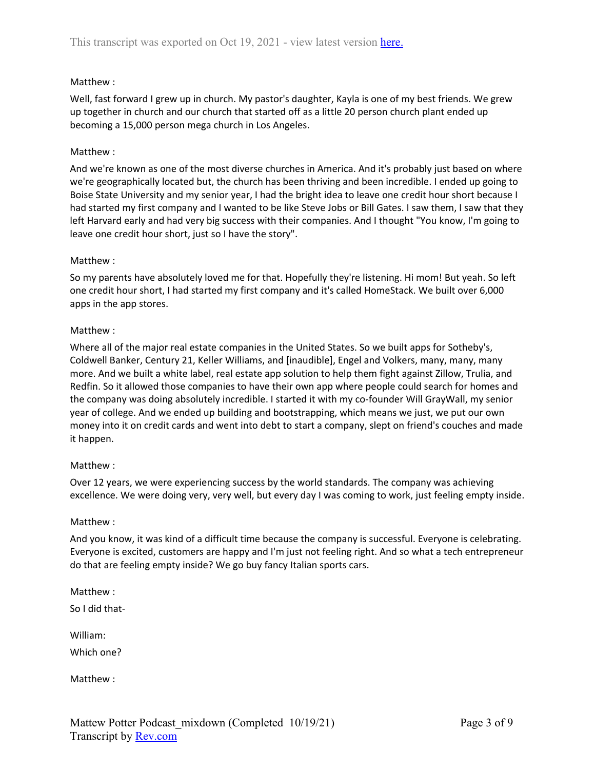Matthew :

Well, fast forward I grew up in church. My pastor's daughter, Kayla is one of my best friends. We grew up together in church and our church that started off as a little 20 person church plant ended up becoming a 15,000 person mega church in Los Angeles.

Matthew :

And we're known as one of the most diverse churches in America. And it's probably just based on where we're geographically located but, the church has been thriving and been incredible. I ended up going to Boise State University and my senior year, I had the bright idea to leave one credit hour short because I had started my first company and I wanted to be like Steve Jobs or Bill Gates. I saw them, I saw that they left Harvard early and had very big success with their companies. And I thought "You know, I'm going to leave one credit hour short, just so I have the story".

Matthew :

So my parents have absolutely loved me for that. Hopefully they're listening. Hi mom! But yeah. So left one credit hour short, I had started my first company and it's called HomeStack. We built over 6,000 apps in the app stores.

Matthew :

Where all of the major real estate companies in the United States. So we built apps for Sotheby's, Coldwell Banker, Century 21, Keller Williams, and [inaudible], Engel and Volkers, many, many, many more. And we built a white label, real estate app solution to help them fight against Zillow, Trulia, and Redfin. So it allowed those companies to have their own app where people could search for homes and the company was doing absolutely incredible. I started it with my co-founder Will GrayWall, my senior year of college. And we ended up building and bootstrapping, which means we just, we put our own money into it on credit cards and went into debt to start a company, slept on friend's couches and made it happen.

Matthew :

Over 12 years, we were experiencing success by the world standards. The company was achieving excellence. We were doing very, very well, but every day I was coming to work, just feeling empty inside.

Matthew :

And you know, it was kind of a difficult time because the company is successful. Everyone is celebrating. Everyone is excited, customers are happy and I'm just not feeling right. And so what a tech entrepreneur do that are feeling empty inside? We go buy fancy Italian sports cars.

Matthew :

So I did that-

William:

Which one?

Matthew :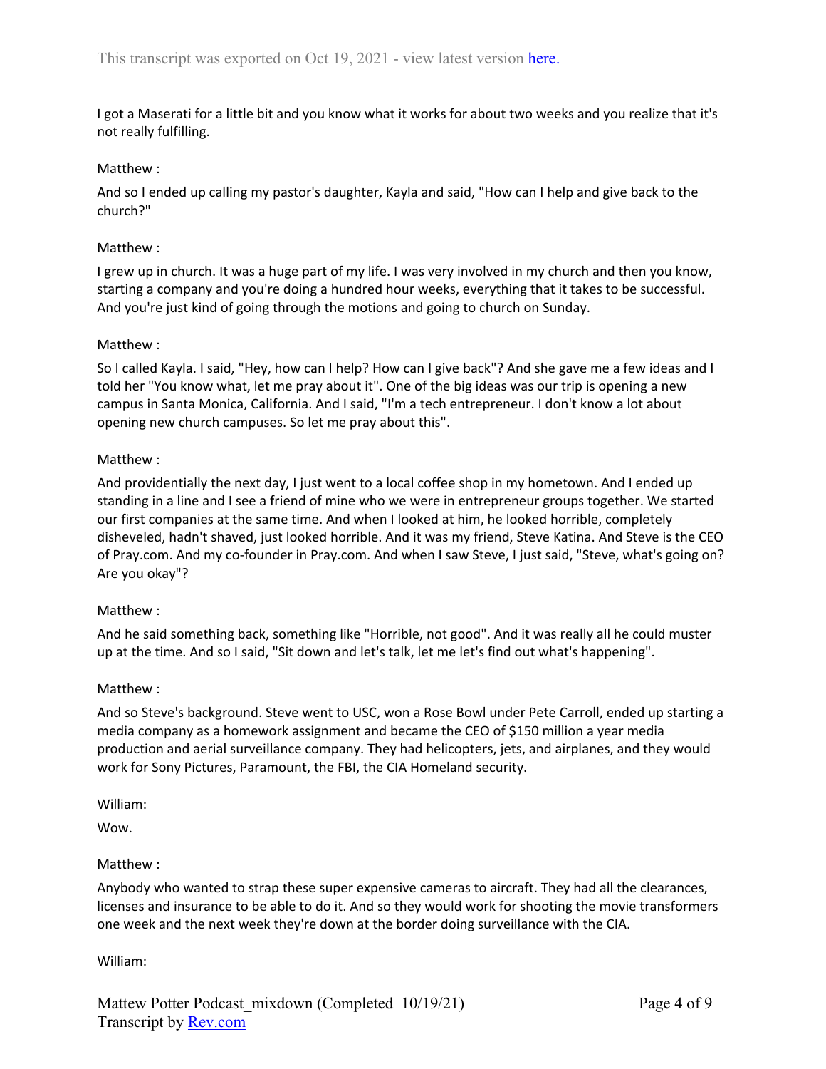I got a Maserati for a little bit and you know what it works for about two weeks and you realize that it's not really fulfilling.

Matthew :

And so I ended up calling my pastor's daughter, Kayla and said, "How can I help and give back to the church?"

Matthew :

I grew up in church. It was a huge part of my life. I was very involved in my church and then you know, starting a company and you're doing a hundred hour weeks, everything that it takes to be successful. And you're just kind of going through the motions and going to church on Sunday.

Matthew :

So I called Kayla. I said, "Hey, how can I help? How can I give back"? And she gave me a few ideas and I told her "You know what, let me pray about it". One of the big ideas was our trip is opening a new campus in Santa Monica, California. And I said, "I'm a tech entrepreneur. I don't know a lot about opening new church campuses. So let me pray about this".

Matthew :

And providentially the next day, I just went to a local coffee shop in my hometown. And I ended up standing in a line and I see a friend of mine who we were in entrepreneur groups together. We started our first companies at the same time. And when I looked at him, he looked horrible, completely disheveled, hadn't shaved, just looked horrible. And it was my friend, Steve Katina. And Steve is the CEO of Pray.com. And my co-founder in Pray.com. And when I saw Steve, I just said, "Steve, what's going on? Are you okay"?

Matthew :

And he said something back, something like "Horrible, not good". And it was really all he could muster up at the time. And so I said, "Sit down and let's talk, let me let's find out what's happening".

Matthew :

And so Steve's background. Steve went to USC, won a Rose Bowl under Pete Carroll, ended up starting a media company as a homework assignment and became the CEO of $150 million a year media production and aerial surveillance company. They had helicopters, jets, and airplanes, and they would work for Sony Pictures, Paramount, the FBI, the CIA Homeland security.

William:

Wow.

Matthew :

Anybody who wanted to strap these super expensive cameras to aircraft. They had all the clearances, licenses and insurance to be able to do it. And so they would work for shooting the movie transformers one week and the next week they're down at the border doing surveillance with the CIA.

William: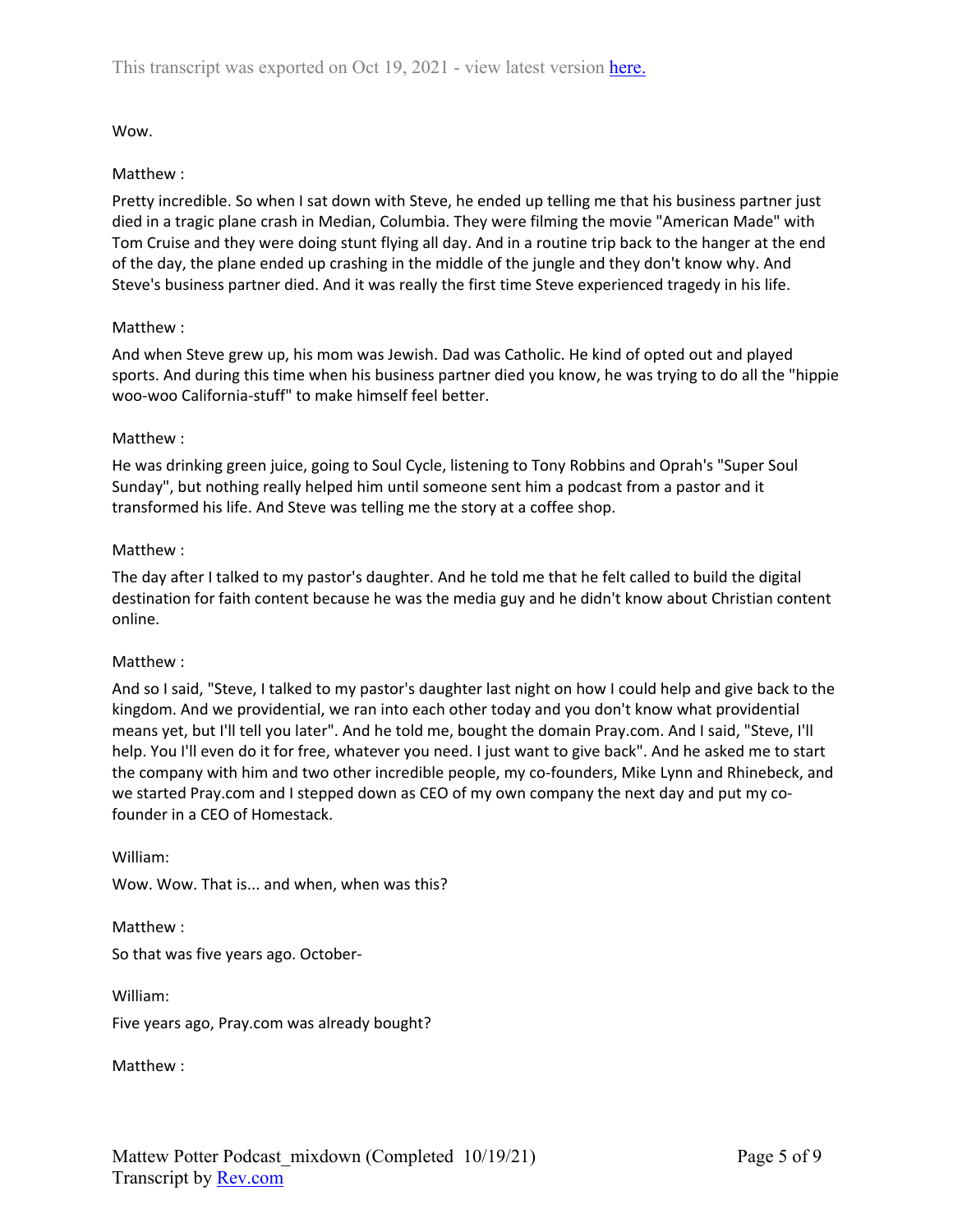Wow.

Matthew :

Pretty incredible. So when I sat down with Steve, he ended up telling me that his business partner just died in a tragic plane crash in Median, Columbia. They were filming the movie "American Made" with Tom Cruise and they were doing stunt flying all day. And in a routine trip back to the hanger at the end of the day, the plane ended up crashing in the middle of the jungle and they don't know why. And Steve's business partner died. And it was really the first time Steve experienced tragedy in his life.

Matthew :

And when Steve grew up, his mom was Jewish. Dad was Catholic. He kind of opted out and played sports. And during this time when his business partner died you know, he was trying to do all the "hippie woo-woo California-stuff" to make himself feel better.

Matthew :

He was drinking green juice, going to Soul Cycle, listening to Tony Robbins and Oprah's "Super Soul Sunday", but nothing really helped him until someone sent him a podcast from a pastor and it transformed his life. And Steve was telling me the story at a coffee shop.

Matthew :

The day after I talked to my pastor's daughter. And he told me that he felt called to build the digital destination for faith content because he was the media guy and he didn't know about Christian content online.

Matthew :

And so I said, "Steve, I talked to my pastor's daughter last night on how I could help and give back to the kingdom. And we providential, we ran into each other today and you don't know what providential means yet, but I'll tell you later". And he told me, bought the domain Pray.com. And I said, "Steve, I'll help. You I'll even do it for free, whatever you need. I just want to give back". And he asked me to start the company with him and two other incredible people, my co-founders, Mike Lynn and Rhinebeck, and we started Pray.com and I stepped down as CEO of my own company the next day and put my co-founder in a CEO of Homestack.

William:

Wow. Wow. That is... and when, when was this?

Matthew :

So that was five years ago. October-

William:

Five years ago, Pray.com was already bought?

Matthew :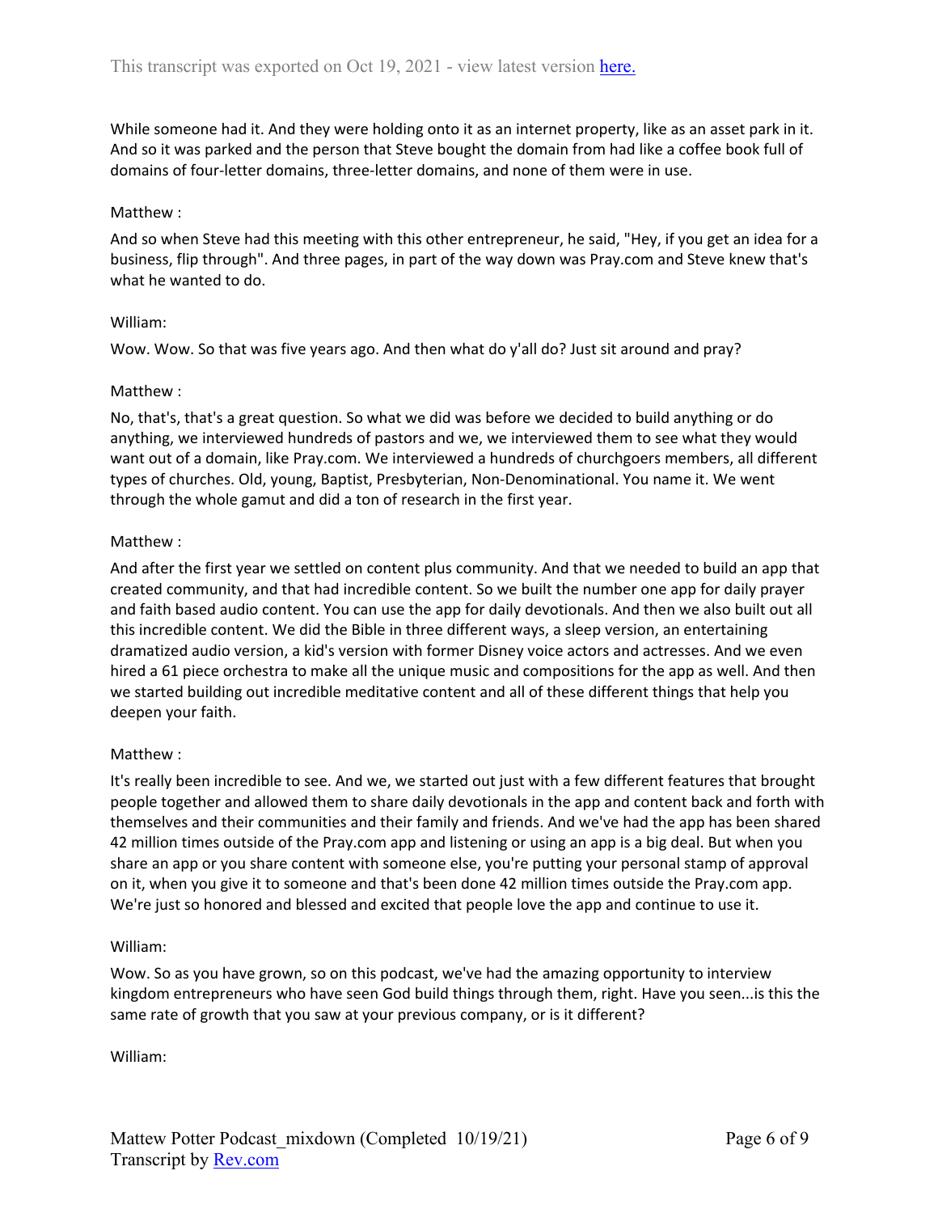While someone had it. And they were holding onto it as an internet property, like as an asset park in it. And so it was parked and the person that Steve bought the domain from had like a coffee book full of domains of four-letter domains, three-letter domains, and none of them were in use.

Matthew :

And so when Steve had this meeting with this other entrepreneur, he said, "Hey, if you get an idea for a business, flip through". And three pages, in part of the way down was Pray.com and Steve knew that's what he wanted to do.

William:

Wow. Wow. So that was five years ago. And then what do y'all do? Just sit around and pray?

Matthew :

No, that's, that's a great question. So what we did was before we decided to build anything or do anything, we interviewed hundreds of pastors and we, we interviewed them to see what they would want out of a domain, like Pray.com. We interviewed a hundreds of churchgoers members, all different types of churches. Old, young, Baptist, Presbyterian, Non-Denominational. You name it. We went through the whole gamut and did a ton of research in the first year.

Matthew :

And after the first year we settled on content plus community. And that we needed to build an app that created community, and that had incredible content. So we built the number one app for daily prayer and faith based audio content. You can use the app for daily devotionals. And then we also built out all this incredible content. We did the Bible in three different ways, a sleep version, an entertaining dramatized audio version, a kid's version with former Disney voice actors and actresses. And we even hired a 61 piece orchestra to make all the unique music and compositions for the app as well. And then we started building out incredible meditative content and all of these different things that help you deepen your faith.

Matthew :

It's really been incredible to see. And we, we started out just with a few different features that brought people together and allowed them to share daily devotionals in the app and content back and forth with themselves and their communities and their family and friends. And we've had the app has been shared 42 million times outside of the Pray.com app and listening or using an app is a big deal. But when you share an app or you share content with someone else, you're putting your personal stamp of approval on it, when you give it to someone and that's been done 42 million times outside the Pray.com app. We're just so honored and blessed and excited that people love the app and continue to use it.

William:

Wow. So as you have grown, so on this podcast, we've had the amazing opportunity to interview kingdom entrepreneurs who have seen God build things through them, right. Have you seen...is this the same rate of growth that you saw at your previous company, or is it different?

William: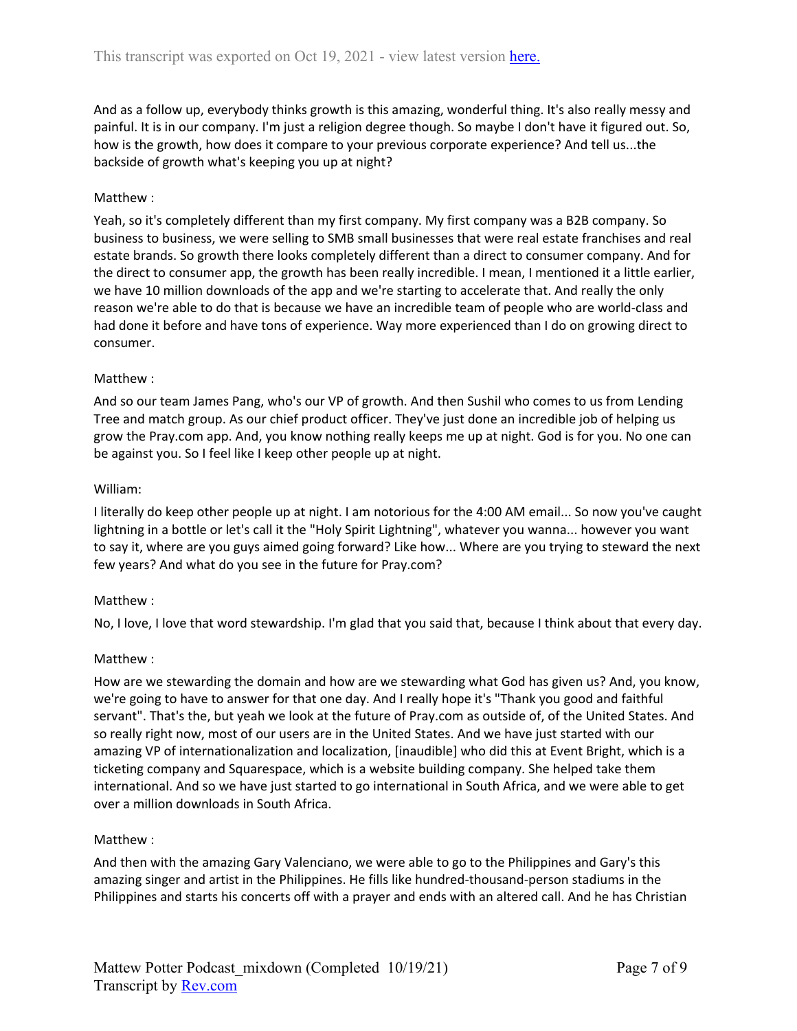And as a follow up, everybody thinks growth is this amazing, wonderful thing. It's also really messy and painful. It is in our company. I'm just a religion degree though. So maybe I don't have it figured out. So, how is the growth, how does it compare to your previous corporate experience? And tell us...the backside of growth what's keeping you up at night?

Matthew :

Yeah, so it's completely different than my first company. My first company was a B2B company. So business to business, we were selling to SMB small businesses that were real estate franchises and real estate brands. So growth there looks completely different than a direct to consumer company. And for the direct to consumer app, the growth has been really incredible. I mean, I mentioned it a little earlier, we have 10 million downloads of the app and we're starting to accelerate that. And really the only reason we're able to do that is because we have an incredible team of people who are world-class and had done it before and have tons of experience. Way more experienced than I do on growing direct to consumer.

Matthew :

And so our team James Pang, who's our VP of growth. And then Sushil who comes to us from Lending Tree and match group. As our chief product officer. They've just done an incredible job of helping us grow the Pray.com app. And, you know nothing really keeps me up at night. God is for you. No one can be against you. So I feel like I keep other people up at night.

William:

I literally do keep other people up at night. I am notorious for the 4:00 AM email... So now you've caught lightning in a bottle or let's call it the "Holy Spirit Lightning", whatever you wanna... however you want to say it, where are you guys aimed going forward? Like how... Where are you trying to steward the next few years? And what do you see in the future for Pray.com?

Matthew :

No, I love, I love that word stewardship. I'm glad that you said that, because I think about that every day.

Matthew :

How are we stewarding the domain and how are we stewarding what God has given us? And, you know, we're going to have to answer for that one day. And I really hope it's "Thank you good and faithful servant". That's the, but yeah we look at the future of Pray.com as outside of, of the United States. And so really right now, most of our users are in the United States. And we have just started with our amazing VP of internationalization and localization, [inaudible] who did this at Event Bright, which is a ticketing company and Squarespace, which is a website building company. She helped take them international. And so we have just started to go international in South Africa, and we were able to get over a million downloads in South Africa.

Matthew :

And then with the amazing Gary Valenciano, we were able to go to the Philippines and Gary's this amazing singer and artist in the Philippines. He fills like hundred-thousand-person stadiums in the Philippines and starts his concerts off with a prayer and ends with an altered call. And he has Christian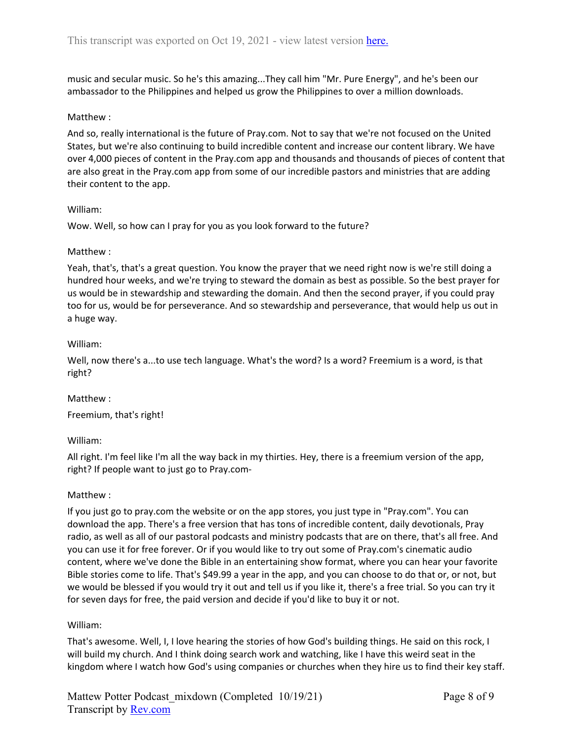music and secular music. So he's this amazing...They call him "Mr. Pure Energy", and he's been our ambassador to the Philippines and helped us grow the Philippines to over a million downloads.

Matthew :

And so, really international is the future of Pray.com. Not to say that we're not focused on the United States, but we're also continuing to build incredible content and increase our content library. We have over 4,000 pieces of content in the Pray.com app and thousands and thousands of pieces of content that are also great in the Pray.com app from some of our incredible pastors and ministries that are adding their content to the app.

William:

Wow. Well, so how can I pray for you as you look forward to the future?

Matthew :

Yeah, that's, that's a great question. You know the prayer that we need right now is we're still doing a hundred hour weeks, and we're trying to steward the domain as best as possible. So the best prayer for us would be in stewardship and stewarding the domain. And then the second prayer, if you could pray too for us, would be for perseverance. And so stewardship and perseverance, that would help us out in a huge way.

William:

Well, now there's a...to use tech language. What's the word? Is a word? Freemium is a word, is that right?

Matthew :

Freemium, that's right!

William:

All right. I'm feel like I'm all the way back in my thirties. Hey, there is a freemium version of the app, right? If people want to just go to Pray.com-

Matthew :

If you just go to pray.com the website or on the app stores, you just type in "Pray.com". You can download the app. There's a free version that has tons of incredible content, daily devotionals, Pray radio, as well as all of our pastoral podcasts and ministry podcasts that are on there, that's all free. And you can use it for free forever. Or if you would like to try out some of Pray.com's cinematic audio content, where we've done the Bible in an entertaining show format, where you can hear your favorite Bible stories come to life. That's $49.99 a year in the app, and you can choose to do that or, or not, but we would be blessed if you would try it out and tell us if you like it, there's a free trial. So you can try it for seven days for free, the paid version and decide if you'd like to buy it or not.

William:

That's awesome. Well, I, I love hearing the stories of how God's building things. He said on this rock, I will build my church. And I think doing search work and watching, like I have this weird seat in the kingdom where I watch how God's using companies or churches when they hire us to find their key staff.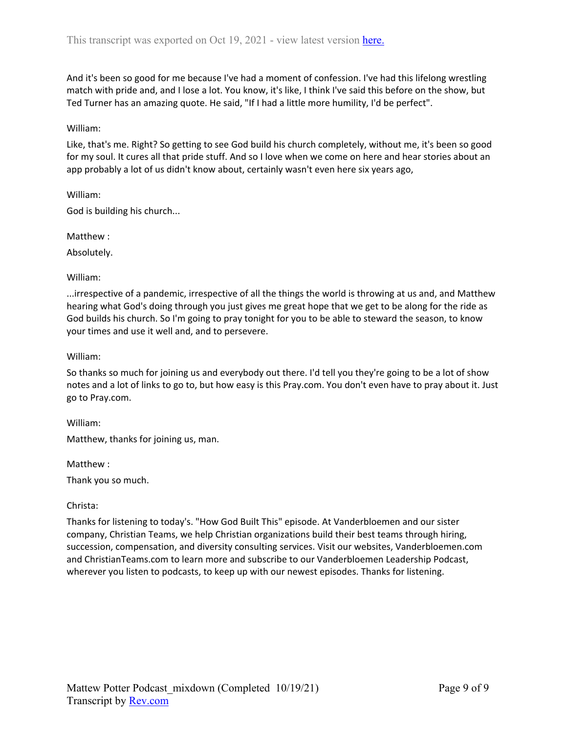And it's been so good for me because I've had a moment of confession. I've had this lifelong wrestling match with pride and, and I lose a lot. You know, it's like, I think I've said this before on the show, but Ted Turner has an amazing quote. He said, "If I had a little more humility, I'd be perfect".

William:

Like, that's me. Right? So getting to see God build his church completely, without me, it's been so good for my soul. It cures all that pride stuff. And so I love when we come on here and hear stories about an app probably a lot of us didn't know about, certainly wasn't even here six years ago,

William:

God is building his church...

Matthew :

Absolutely.

William:

...irrespective of a pandemic, irrespective of all the things the world is throwing at us and, and Matthew hearing what God's doing through you just gives me great hope that we get to be along for the ride as God builds his church. So I'm going to pray tonight for you to be able to steward the season, to know your times and use it well and, and to persevere.

William:

So thanks so much for joining us and everybody out there. I'd tell you they're going to be a lot of show notes and a lot of links to go to, but how easy is this Pray.com. You don't even have to pray about it. Just go to Pray.com.

William:

Matthew, thanks for joining us, man.

Matthew :

Thank you so much.

Christa:

Thanks for listening to today's. "How God Built This" episode. At Vanderbloemen and our sister company, Christian Teams, we help Christian organizations build their best teams through hiring, succession, compensation, and diversity consulting services. Visit our websites, Vanderbloemen.com and ChristianTeams.com to learn more and subscribe to our Vanderbloemen Leadership Podcast, wherever you listen to podcasts, to keep up with our newest episodes. Thanks for listening.